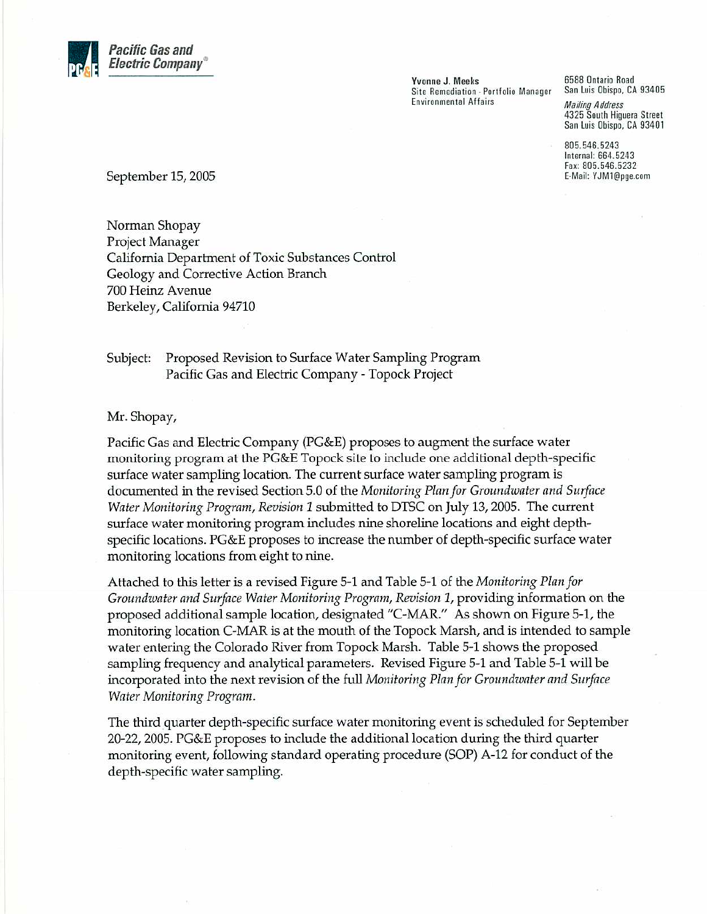**Pacific Gas and Electric Company®**

**Yvonne J. Meeks**
Site Remediation - Portfolio Manager
Environmental Affairs

6588 Ontario Road
San Luis Obispo, CA 93405

*Mailing Address*
4325 South Higuera Street
San Luis Obispo, CA 93401

805.546.5243
Internal: 664.5243
Fax: 805.546.5232
E-Mail: YJM1@pge.com

September 15, 2005

Norman Shopay
Project Manager
California Department of Toxic Substances Control
Geology and Corrective Action Branch
700 Heinz Avenue
Berkeley, California 94710

Subject: Proposed Revision to Surface Water Sampling Program
Pacific Gas and Electric Company - Topock Project

Mr. Shopay,

Pacific Gas and Electric Company (PG&E) proposes to augment the surface water monitoring program at the PG&E Topock site to include one additional depth-specific surface water sampling location. The current surface water sampling program is documented in the revised Section 5.0 of the *Monitoring Plan for Groundwater and Surface Water Monitoring Program, Revision 1* submitted to DTSC on July 13, 2005. The current surface water monitoring program includes nine shoreline locations and eight depth-specific locations. PG&E proposes to increase the number of depth-specific surface water monitoring locations from eight to nine.

Attached to this letter is a revised Figure 5-1 and Table 5-1 of the *Monitoring Plan for Groundwater and Surface Water Monitoring Program, Revision 1*, providing information on the proposed additional sample location, designated "C-MAR." As shown on Figure 5-1, the monitoring location C-MAR is at the mouth of the Topock Marsh, and is intended to sample water entering the Colorado River from Topock Marsh. Table 5-1 shows the proposed sampling frequency and analytical parameters. Revised Figure 5-1 and Table 5-1 will be incorporated into the next revision of the full *Monitoring Plan for Groundwater and Surface Water Monitoring Program*.

The third quarter depth-specific surface water monitoring event is scheduled for September 20-22, 2005. PG&E proposes to include the additional location during the third quarter monitoring event, following standard operating procedure (SOP) A-12 for conduct of the depth-specific water sampling.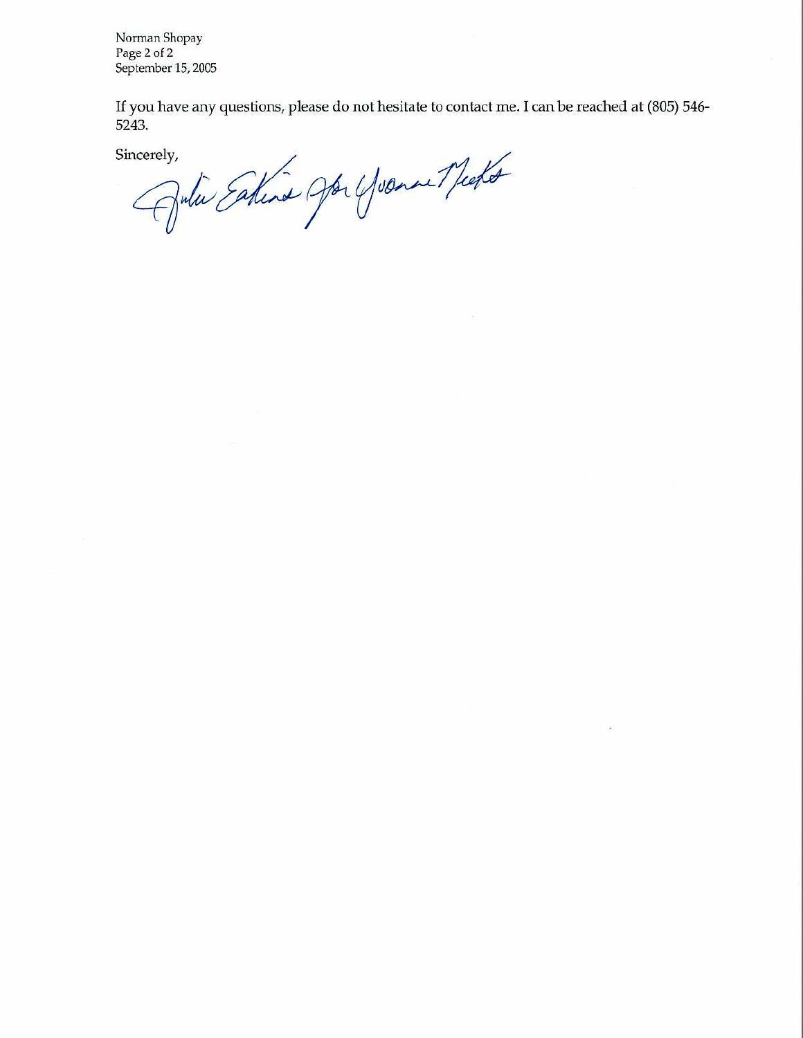If you have any questions, please do not hesitate to contact me. I can be reached at (805) 546-5243.

Sincerely,

Julie Eakins for Yvonne Meeks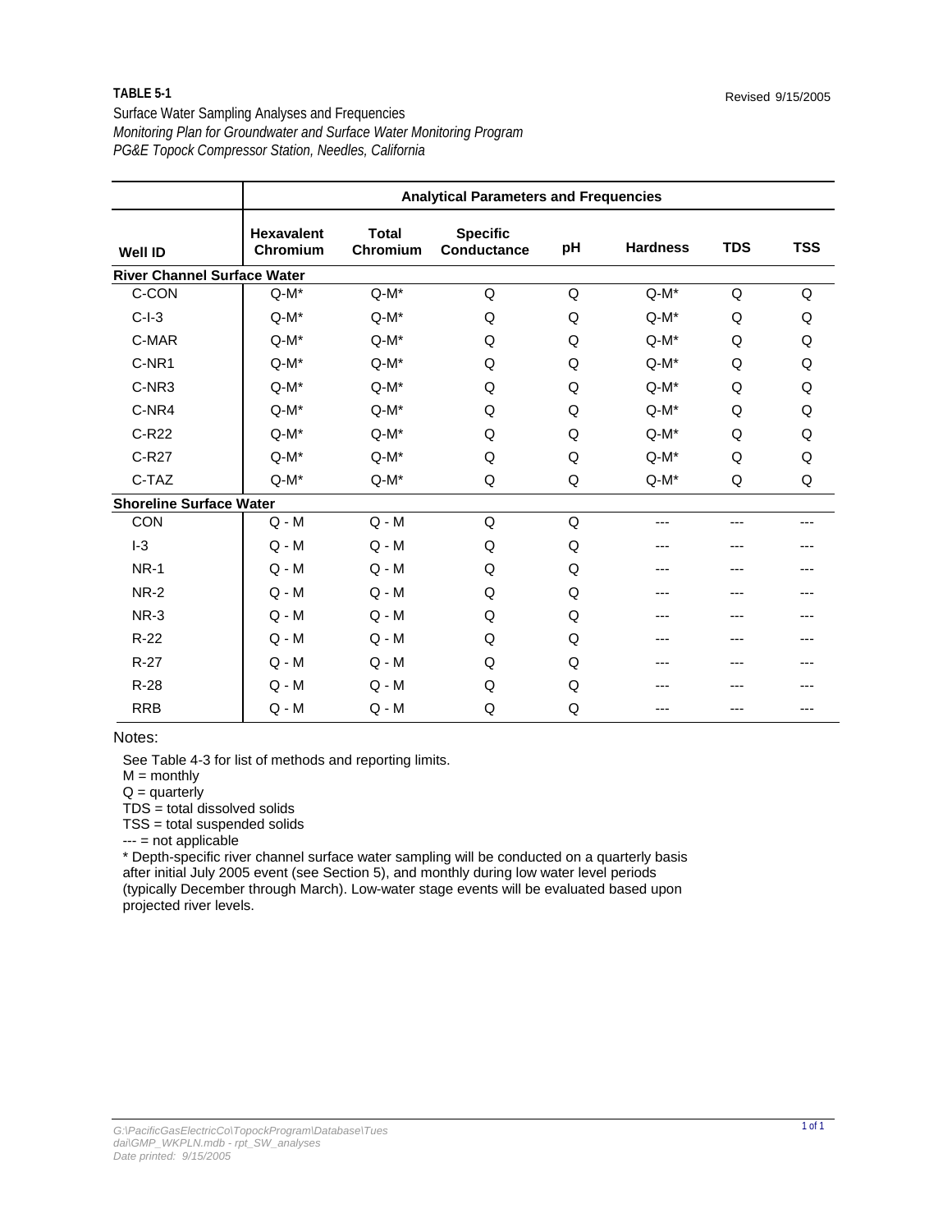**TABLE 5-1**

Revised 9/15/2005

Surface Water Sampling Analyses and Frequencies
*Monitoring Plan for Groundwater and Surface Water Monitoring Program*
*PG&E Topock Compressor Station, Needles, California*

| | Analytical Parameters and Frequencies | | | | | | |
|---|---|---|---|---|---|---|---|
| **Well ID** | **Hexavalent Chromium** | **Total Chromium** | **Specific Conductance** | **pH** | **Hardness** | **TDS** | **TSS** |
| **River Channel Surface Water** | | | | | | | |
| C-CON | Q-M* | Q-M* | Q | Q | Q-M* | Q | Q |
| C-I-3 | Q-M* | Q-M* | Q | Q | Q-M* | Q | Q |
| C-MAR | Q-M* | Q-M* | Q | Q | Q-M* | Q | Q |
| C-NR1 | Q-M* | Q-M* | Q | Q | Q-M* | Q | Q |
| C-NR3 | Q-M* | Q-M* | Q | Q | Q-M* | Q | Q |
| C-NR4 | Q-M* | Q-M* | Q | Q | Q-M* | Q | Q |
| C-R22 | Q-M* | Q-M* | Q | Q | Q-M* | Q | Q |
| C-R27 | Q-M* | Q-M* | Q | Q | Q-M* | Q | Q |
| C-TAZ | Q-M* | Q-M* | Q | Q | Q-M* | Q | Q |
| **Shoreline Surface Water** | | | | | | | |
| CON | Q - M | Q - M | Q | Q | --- | --- | --- |
| I-3 | Q - M | Q - M | Q | Q | --- | --- | --- |
| NR-1 | Q - M | Q - M | Q | Q | --- | --- | --- |
| NR-2 | Q - M | Q - M | Q | Q | --- | --- | --- |
| NR-3 | Q - M | Q - M | Q | Q | --- | --- | --- |
| R-22 | Q - M | Q - M | Q | Q | --- | --- | --- |
| R-27 | Q - M | Q - M | Q | Q | --- | --- | --- |
| R-28 | Q - M | Q - M | Q | Q | --- | --- | --- |
| RRB | Q - M | Q - M | Q | Q | --- | --- | --- |

Notes:

See Table 4-3 for list of methods and reporting limits.
M = monthly
Q = quarterly
TDS = total dissolved solids
TSS = total suspended solids
--- = not applicable
* Depth-specific river channel surface water sampling will be conducted on a quarterly basis after initial July 2005 event (see Section 5), and monthly during low water level periods (typically December through March). Low-water stage events will be evaluated based upon projected river levels.

*G:\PacificGasElectricCo\TopockProgram\Database\Tuesdai\GMP_WKPLN.mdb - rpt_SW_analyses*
*Date printed: 9/15/2005*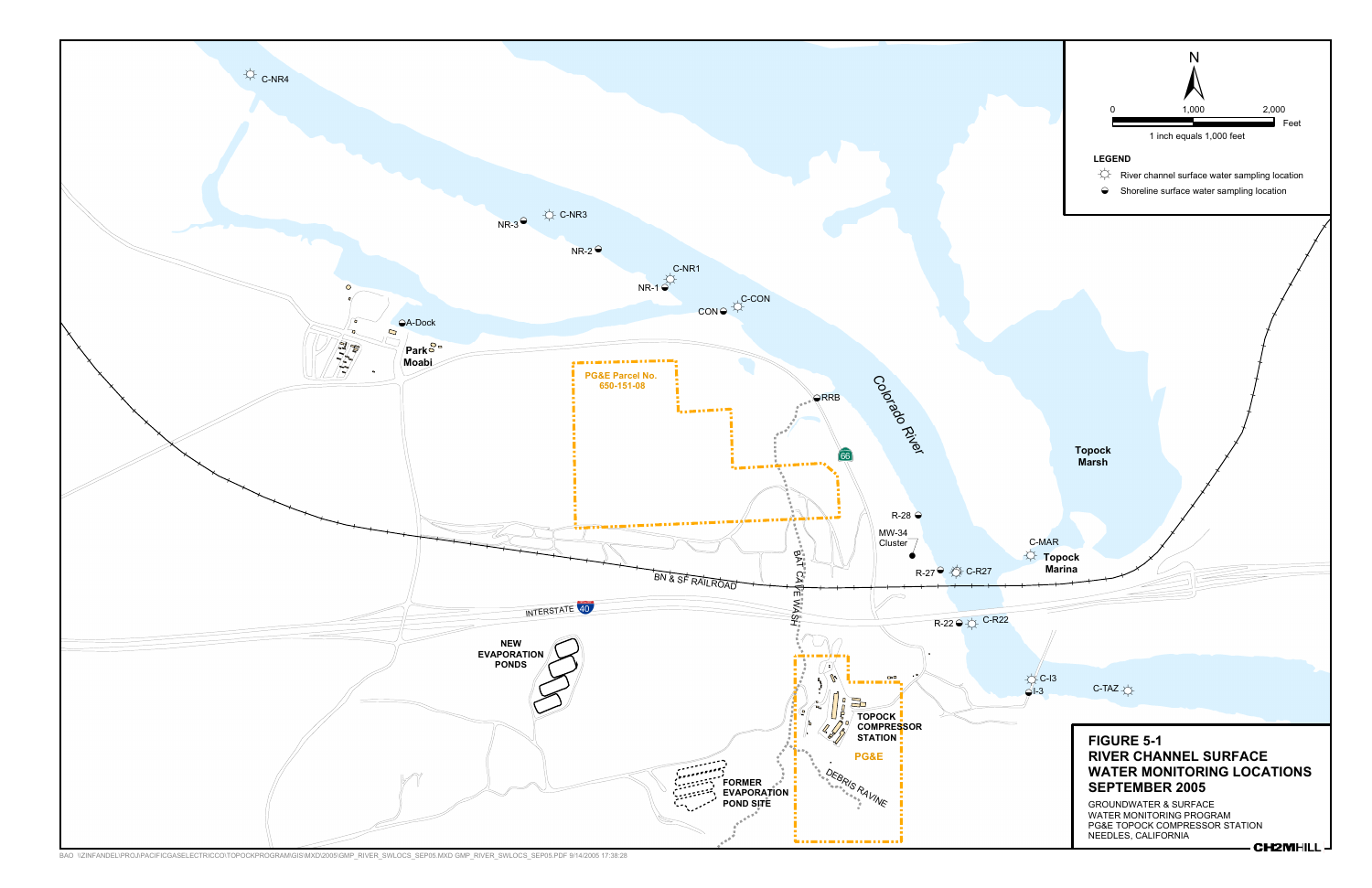# FIGURE 5-1
# RIVER CHANNEL SURFACE WATER MONITORING LOCATIONS SEPTEMBER 2005

GROUNDWATER & SURFACE WATER MONITORING PROGRAM
PG&E TOPOCK COMPRESSOR STATION
NEEDLES, CALIFORNIA

CH2MHILL

N

0 1,000 2,000 Feet

1 inch equals 1,000 feet

**LEGEND**

River channel surface water sampling location

Shoreline surface water sampling location

C-NR4

NR-3

C-NR3

NR-2

C-NR1

NR-1

CON

C-CON

A-Dock

Park Moabi

PG&E Parcel No. 650-151-08

RRB

66

Colorado River

Topock Marsh

R-28

MW-34 Cluster

C-MAR

Topock Marina

R-27

C-R27

BN & SF RAILROAD

BAT CAVE WASH

INTERSTATE 40

R-22

C-R22

NEW EVAPORATION PONDS

C-I3

I-3

C-TAZ

TOPOCK COMPRESSOR STATION

PG&E

DEBRIS RAVINE

FORMER EVAPORATION POND SITE

BAO \\ZINFANDEL\PROJ\PACIFICGASELECTRICCO\TOPOCKPROGRAM\GIS\MXD\2005\GMP_RIVER_SWLOCS_SEP05.MXD GMP_RIVER_SWLOCS_SEP05.PDF 9/14/2005 17:38:28